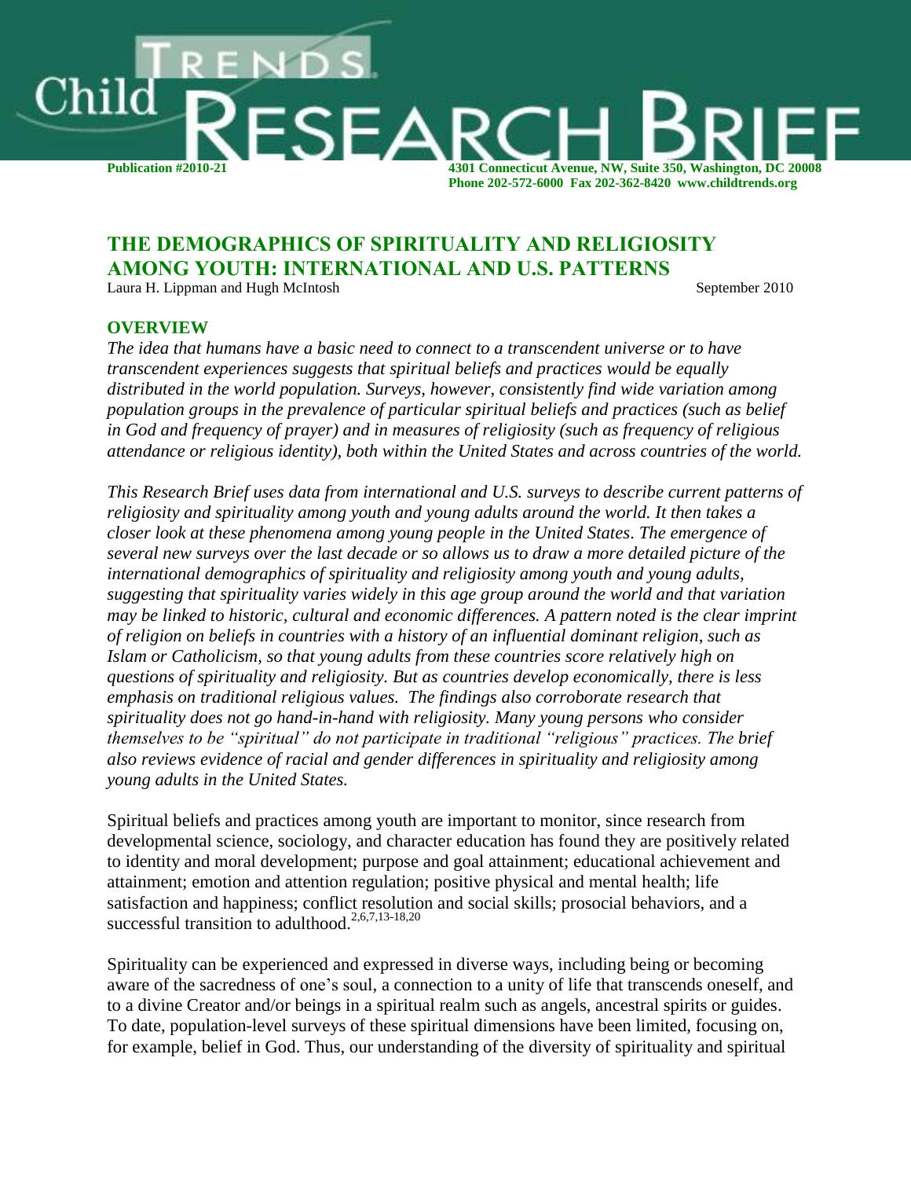# Child Trends RESEARCH BRIEF

**Publication #2010-21**

**4301 Connecticut Avenue, NW, Suite 350, Washington, DC 20008**
**Phone 202-572-6000 Fax 202-362-8420 www.childtrends.org**

## THE DEMOGRAPHICS OF SPIRITUALITY AND RELIGIOSITY AMONG YOUTH: INTERNATIONAL AND U.S. PATTERNS

Laura H. Lippman and Hugh McIntosh

September 2010

### OVERVIEW

*The idea that humans have a basic need to connect to a transcendent universe or to have transcendent experiences suggests that spiritual beliefs and practices would be equally distributed in the world population. Surveys, however, consistently find wide variation among population groups in the prevalence of particular spiritual beliefs and practices (such as belief in God and frequency of prayer) and in measures of religiosity (such as frequency of religious attendance or religious identity), both within the United States and across countries of the world.*

*This Research Brief uses data from international and U.S. surveys to describe current patterns of religiosity and spirituality among youth and young adults around the world. It then takes a closer look at these phenomena among young people in the United States. The emergence of several new surveys over the last decade or so allows us to draw a more detailed picture of the international demographics of spirituality and religiosity among youth and young adults, suggesting that spirituality varies widely in this age group around the world and that variation may be linked to historic, cultural and economic differences. A pattern noted is the clear imprint of religion on beliefs in countries with a history of an influential dominant religion, such as Islam or Catholicism, so that young adults from these countries score relatively high on questions of spirituality and religiosity. But as countries develop economically, there is less emphasis on traditional religious values. The findings also corroborate research that spirituality does not go hand-in-hand with religiosity. Many young persons who consider themselves to be "spiritual" do not participate in traditional "religious" practices. The brief also reviews evidence of racial and gender differences in spirituality and religiosity among young adults in the United States.*

Spiritual beliefs and practices among youth are important to monitor, since research from developmental science, sociology, and character education has found they are positively related to identity and moral development; purpose and goal attainment; educational achievement and attainment; emotion and attention regulation; positive physical and mental health; life satisfaction and happiness; conflict resolution and social skills; prosocial behaviors, and a successful transition to adulthood.[2,6,7,13-18,20]

Spirituality can be experienced and expressed in diverse ways, including being or becoming aware of the sacredness of one's soul, a connection to a unity of life that transcends oneself, and to a divine Creator and/or beings in a spiritual realm such as angels, ancestral spirits or guides. To date, population-level surveys of these spiritual dimensions have been limited, focusing on, for example, belief in God. Thus, our understanding of the diversity of spirituality and spiritual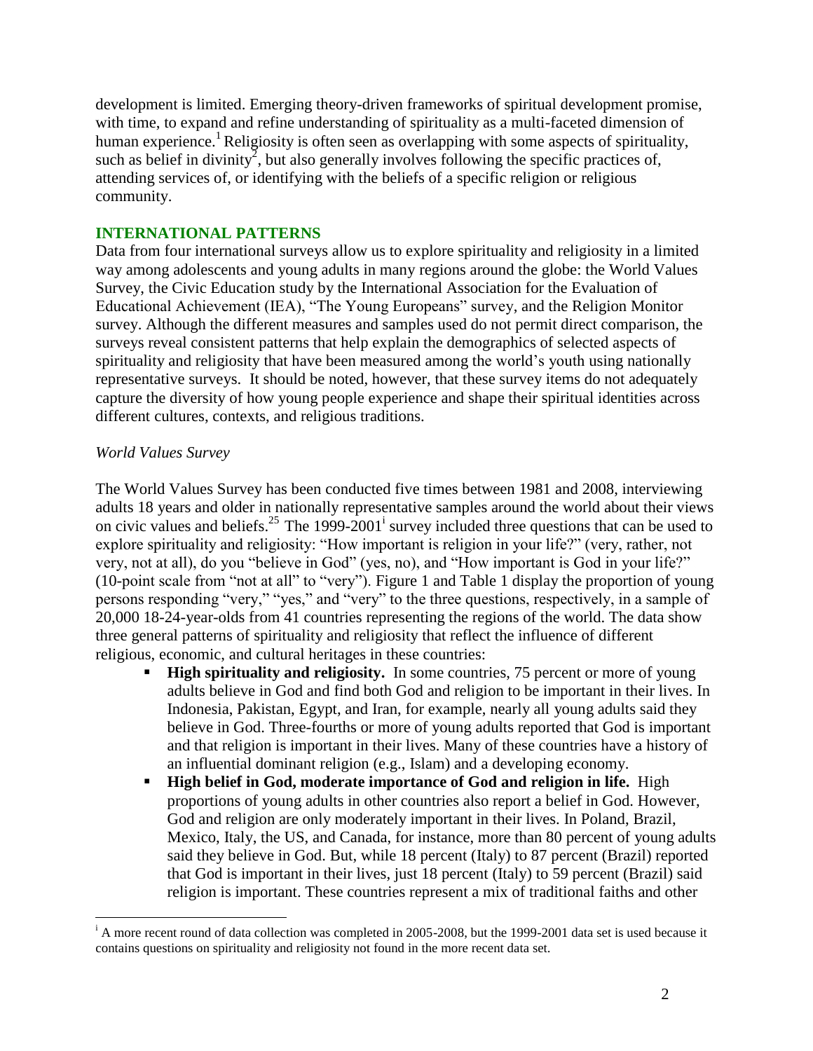development is limited. Emerging theory-driven frameworks of spiritual development promise, with time, to expand and refine understanding of spirituality as a multi-faceted dimension of human experience.[1] Religiosity is often seen as overlapping with some aspects of spirituality, such as belief in divinity[2], but also generally involves following the specific practices of, attending services of, or identifying with the beliefs of a specific religion or religious community.

## INTERNATIONAL PATTERNS

Data from four international surveys allow us to explore spirituality and religiosity in a limited way among adolescents and young adults in many regions around the globe: the World Values Survey, the Civic Education study by the International Association for the Evaluation of Educational Achievement (IEA), "The Young Europeans" survey, and the Religion Monitor survey. Although the different measures and samples used do not permit direct comparison, the surveys reveal consistent patterns that help explain the demographics of selected aspects of spirituality and religiosity that have been measured among the world's youth using nationally representative surveys. It should be noted, however, that these survey items do not adequately capture the diversity of how young people experience and shape their spiritual identities across different cultures, contexts, and religious traditions.

### *World Values Survey*

The World Values Survey has been conducted five times between 1981 and 2008, interviewing adults 18 years and older in nationally representative samples around the world about their views on civic values and beliefs.[25] The 1999-2001[i] survey included three questions that can be used to explore spirituality and religiosity: "How important is religion in your life?" (very, rather, not very, not at all), do you "believe in God" (yes, no), and "How important is God in your life?" (10-point scale from "not at all" to "very"). Figure 1 and Table 1 display the proportion of young persons responding "very," "yes," and "very" to the three questions, respectively, in a sample of 20,000 18-24-year-olds from 41 countries representing the regions of the world. The data show three general patterns of spirituality and religiosity that reflect the influence of different religious, economic, and cultural heritages in these countries:

- **High spirituality and religiosity.** In some countries, 75 percent or more of young adults believe in God and find both God and religion to be important in their lives. In Indonesia, Pakistan, Egypt, and Iran, for example, nearly all young adults said they believe in God. Three-fourths or more of young adults reported that God is important and that religion is important in their lives. Many of these countries have a history of an influential dominant religion (e.g., Islam) and a developing economy.
- **High belief in God, moderate importance of God and religion in life.** High proportions of young adults in other countries also report a belief in God. However, God and religion are only moderately important in their lives. In Poland, Brazil, Mexico, Italy, the US, and Canada, for instance, more than 80 percent of young adults said they believe in God. But, while 18 percent (Italy) to 87 percent (Brazil) reported that God is important in their lives, just 18 percent (Italy) to 59 percent (Brazil) said religion is important. These countries represent a mix of traditional faiths and other

---

[i] A more recent round of data collection was completed in 2005-2008, but the 1999-2001 data set is used because it contains questions on spirituality and religiosity not found in the more recent data set.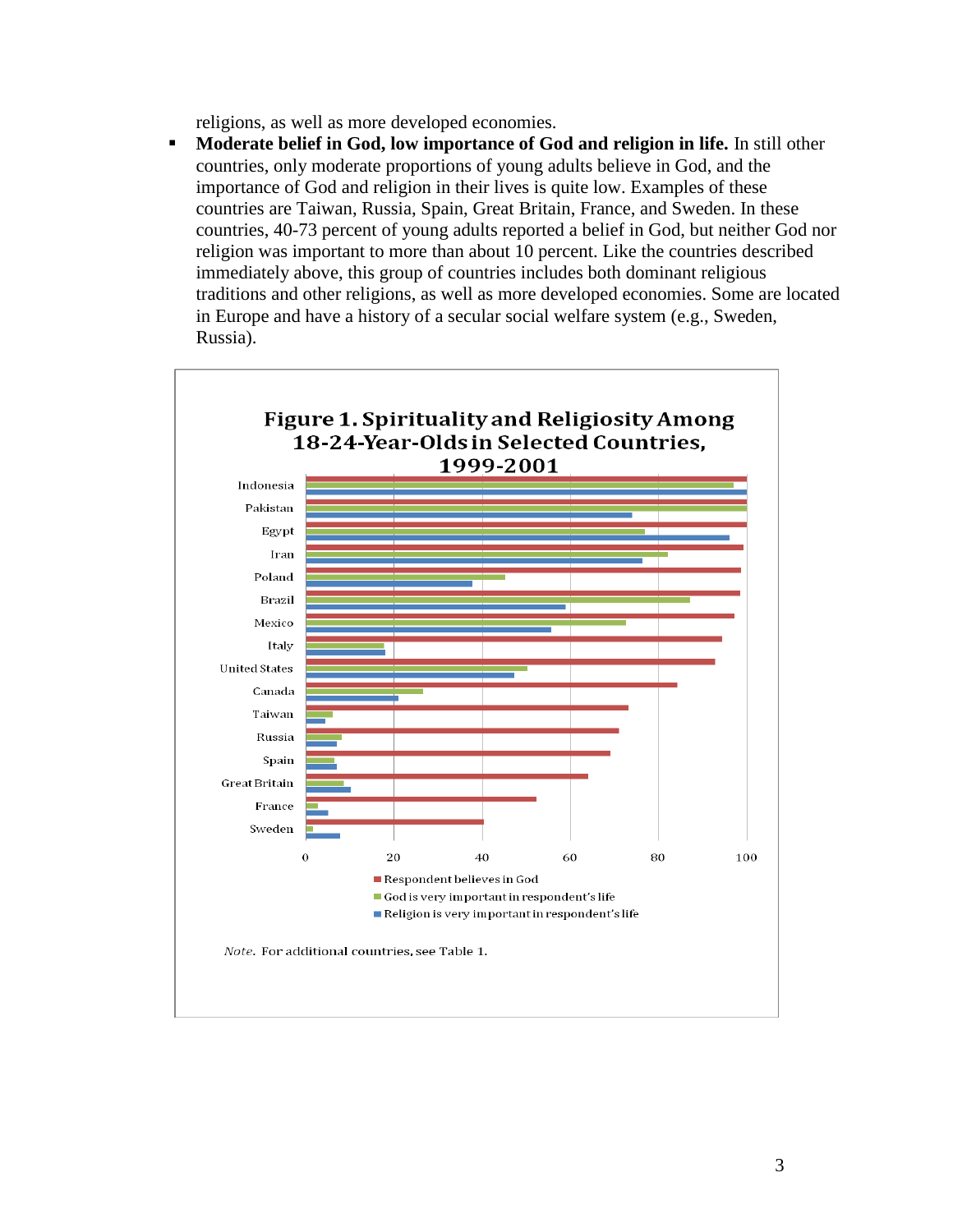religions, as well as more developed economies.

- **Moderate belief in God, low importance of God and religion in life.** In still other countries, only moderate proportions of young adults believe in God, and the importance of God and religion in their lives is quite low. Examples of these countries are Taiwan, Russia, Spain, Great Britain, France, and Sweden. In these countries, 40-73 percent of young adults reported a belief in God, but neither God nor religion was important to more than about 10 percent. Like the countries described immediately above, this group of countries includes both dominant religious traditions and other religions, as well as more developed economies. Some are located in Europe and have a history of a secular social welfare system (e.g., Sweden, Russia).

**Figure 1. Spirituality and Religiosity Among 18-24-Year-Olds in Selected Countries, 1999-2001**

Countries shown: Indonesia, Pakistan, Egypt, Iran, Poland, Brazil, Mexico, Italy, United States, Canada, Taiwan, Russia, Spain, Great Britain, France, Sweden

Axis: 0, 20, 40, 60, 80, 100

- Respondent believes in God
- God is very important in respondent's life
- Religion is very important in respondent's life

*Note.* For additional countries, see Table 1.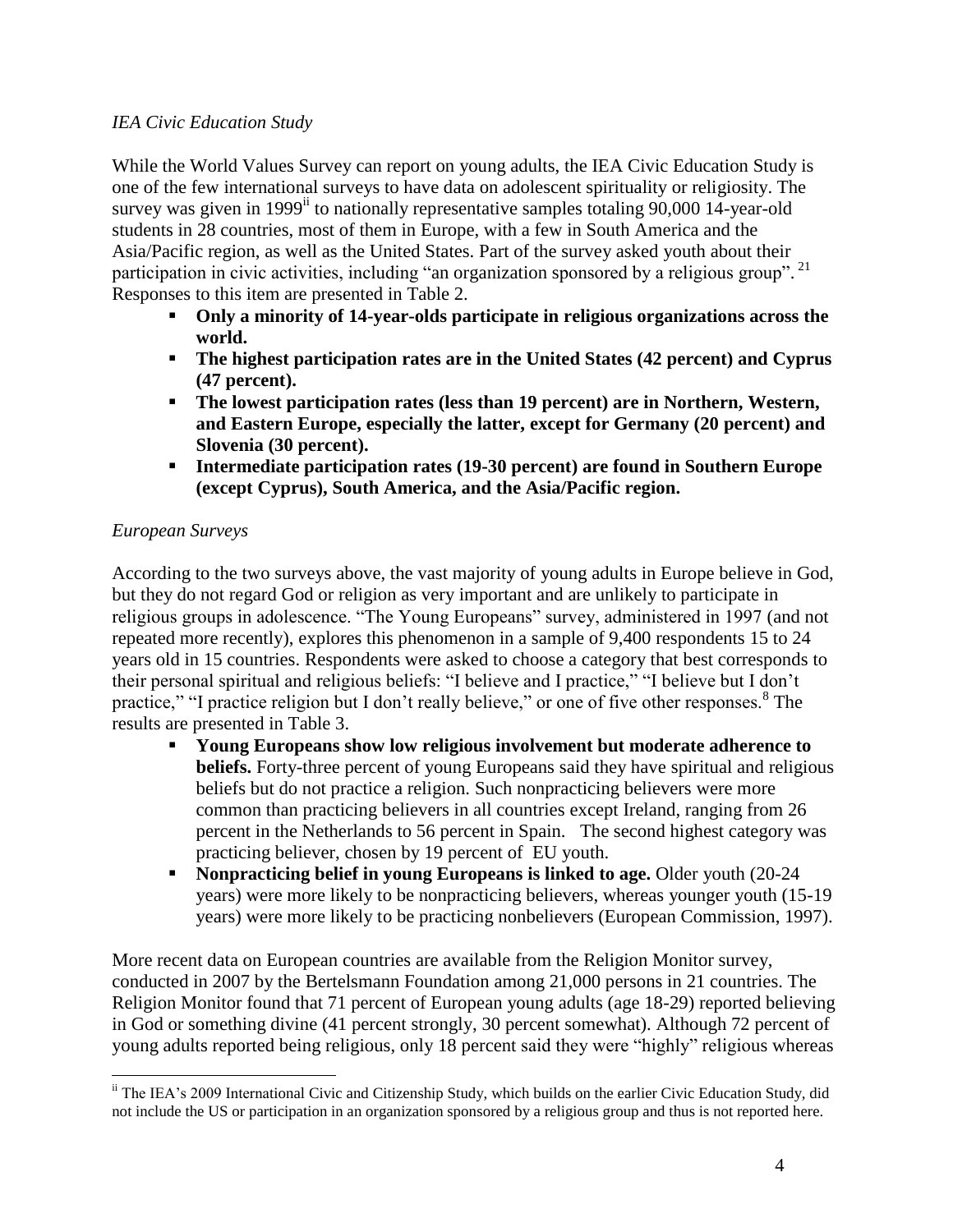*IEA Civic Education Study*

While the World Values Survey can report on young adults, the IEA Civic Education Study is one of the few international surveys to have data on adolescent spirituality or religiosity. The survey was given in 1999[ii] to nationally representative samples totaling 90,000 14-year-old students in 28 countries, most of them in Europe, with a few in South America and the Asia/Pacific region, as well as the United States. Part of the survey asked youth about their participation in civic activities, including "an organization sponsored by a religious group".[21] Responses to this item are presented in Table 2.

- **Only a minority of 14-year-olds participate in religious organizations across the world.**
- **The highest participation rates are in the United States (42 percent) and Cyprus (47 percent).**
- **The lowest participation rates (less than 19 percent) are in Northern, Western, and Eastern Europe, especially the latter, except for Germany (20 percent) and Slovenia (30 percent).**
- **Intermediate participation rates (19-30 percent) are found in Southern Europe (except Cyprus), South America, and the Asia/Pacific region.**

*European Surveys*

According to the two surveys above, the vast majority of young adults in Europe believe in God, but they do not regard God or religion as very important and are unlikely to participate in religious groups in adolescence. "The Young Europeans" survey, administered in 1997 (and not repeated more recently), explores this phenomenon in a sample of 9,400 respondents 15 to 24 years old in 15 countries. Respondents were asked to choose a category that best corresponds to their personal spiritual and religious beliefs: "I believe and I practice," "I believe but I don't practice," "I practice religion but I don't really believe," or one of five other responses.[8] The results are presented in Table 3.

- **Young Europeans show low religious involvement but moderate adherence to beliefs.** Forty-three percent of young Europeans said they have spiritual and religious beliefs but do not practice a religion. Such nonpracticing believers were more common than practicing believers in all countries except Ireland, ranging from 26 percent in the Netherlands to 56 percent in Spain. The second highest category was practicing believer, chosen by 19 percent of EU youth.
- **Nonpracticing belief in young Europeans is linked to age.** Older youth (20-24 years) were more likely to be nonpracticing believers, whereas younger youth (15-19 years) were more likely to be practicing nonbelievers (European Commission, 1997).

More recent data on European countries are available from the Religion Monitor survey, conducted in 2007 by the Bertelsmann Foundation among 21,000 persons in 21 countries. The Religion Monitor found that 71 percent of European young adults (age 18-29) reported believing in God or something divine (41 percent strongly, 30 percent somewhat). Although 72 percent of young adults reported being religious, only 18 percent said they were "highly" religious whereas

---

[ii] The IEA's 2009 International Civic and Citizenship Study, which builds on the earlier Civic Education Study, did not include the US or participation in an organization sponsored by a religious group and thus is not reported here.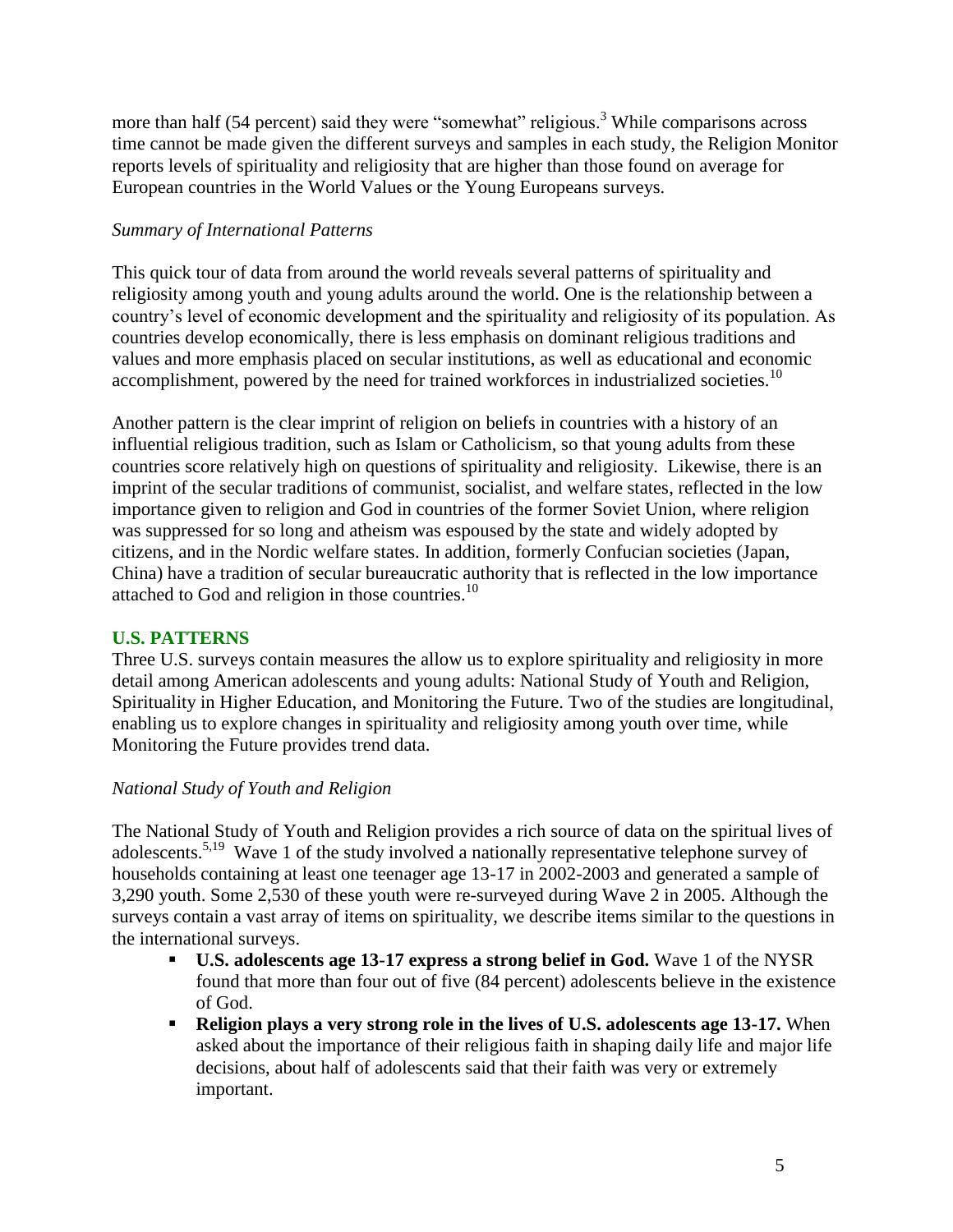more than half (54 percent) said they were "somewhat" religious.[3] While comparisons across time cannot be made given the different surveys and samples in each study, the Religion Monitor reports levels of spirituality and religiosity that are higher than those found on average for European countries in the World Values or the Young Europeans surveys.

### *Summary of International Patterns*

This quick tour of data from around the world reveals several patterns of spirituality and religiosity among youth and young adults around the world. One is the relationship between a country's level of economic development and the spirituality and religiosity of its population. As countries develop economically, there is less emphasis on dominant religious traditions and values and more emphasis placed on secular institutions, as well as educational and economic accomplishment, powered by the need for trained workforces in industrialized societies.[10]

Another pattern is the clear imprint of religion on beliefs in countries with a history of an influential religious tradition, such as Islam or Catholicism, so that young adults from these countries score relatively high on questions of spirituality and religiosity. Likewise, there is an imprint of the secular traditions of communist, socialist, and welfare states, reflected in the low importance given to religion and God in countries of the former Soviet Union, where religion was suppressed for so long and atheism was espoused by the state and widely adopted by citizens, and in the Nordic welfare states. In addition, formerly Confucian societies (Japan, China) have a tradition of secular bureaucratic authority that is reflected in the low importance attached to God and religion in those countries.[10]

## U.S. PATTERNS

Three U.S. surveys contain measures the allow us to explore spirituality and religiosity in more detail among American adolescents and young adults: National Study of Youth and Religion, Spirituality in Higher Education, and Monitoring the Future. Two of the studies are longitudinal, enabling us to explore changes in spirituality and religiosity among youth over time, while Monitoring the Future provides trend data.

### *National Study of Youth and Religion*

The National Study of Youth and Religion provides a rich source of data on the spiritual lives of adolescents.[5,19] Wave 1 of the study involved a nationally representative telephone survey of households containing at least one teenager age 13-17 in 2002-2003 and generated a sample of 3,290 youth. Some 2,530 of these youth were re-surveyed during Wave 2 in 2005. Although the surveys contain a vast array of items on spirituality, we describe items similar to the questions in the international surveys.

- **U.S. adolescents age 13-17 express a strong belief in God.** Wave 1 of the NYSR found that more than four out of five (84 percent) adolescents believe in the existence of God.
- **Religion plays a very strong role in the lives of U.S. adolescents age 13-17.** When asked about the importance of their religious faith in shaping daily life and major life decisions, about half of adolescents said that their faith was very or extremely important.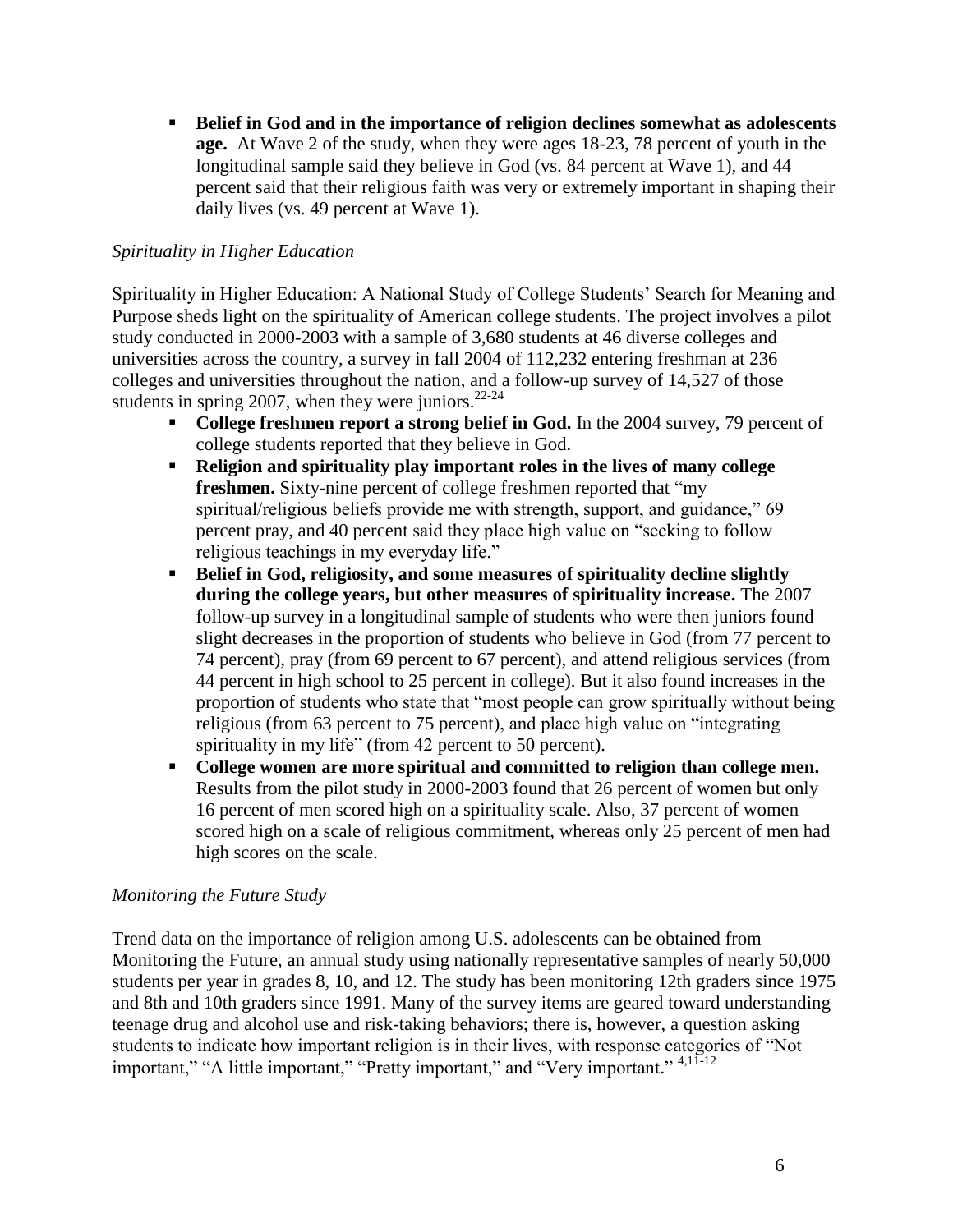- **Belief in God and in the importance of religion declines somewhat as adolescents age.** At Wave 2 of the study, when they were ages 18-23, 78 percent of youth in the longitudinal sample said they believe in God (vs. 84 percent at Wave 1), and 44 percent said that their religious faith was very or extremely important in shaping their daily lives (vs. 49 percent at Wave 1).

*Spirituality in Higher Education*

Spirituality in Higher Education: A National Study of College Students' Search for Meaning and Purpose sheds light on the spirituality of American college students. The project involves a pilot study conducted in 2000-2003 with a sample of 3,680 students at 46 diverse colleges and universities across the country, a survey in fall 2004 of 112,232 entering freshman at 236 colleges and universities throughout the nation, and a follow-up survey of 14,527 of those students in spring 2007, when they were juniors.[22-24]

- **College freshmen report a strong belief in God.** In the 2004 survey, 79 percent of college students reported that they believe in God.
- **Religion and spirituality play important roles in the lives of many college freshmen.** Sixty-nine percent of college freshmen reported that "my spiritual/religious beliefs provide me with strength, support, and guidance," 69 percent pray, and 40 percent said they place high value on "seeking to follow religious teachings in my everyday life."
- **Belief in God, religiosity, and some measures of spirituality decline slightly during the college years, but other measures of spirituality increase.** The 2007 follow-up survey in a longitudinal sample of students who were then juniors found slight decreases in the proportion of students who believe in God (from 77 percent to 74 percent), pray (from 69 percent to 67 percent), and attend religious services (from 44 percent in high school to 25 percent in college). But it also found increases in the proportion of students who state that "most people can grow spiritually without being religious (from 63 percent to 75 percent), and place high value on "integrating spirituality in my life" (from 42 percent to 50 percent).
- **College women are more spiritual and committed to religion than college men.** Results from the pilot study in 2000-2003 found that 26 percent of women but only 16 percent of men scored high on a spirituality scale. Also, 37 percent of women scored high on a scale of religious commitment, whereas only 25 percent of men had high scores on the scale.

*Monitoring the Future Study*

Trend data on the importance of religion among U.S. adolescents can be obtained from Monitoring the Future, an annual study using nationally representative samples of nearly 50,000 students per year in grades 8, 10, and 12. The study has been monitoring 12th graders since 1975 and 8th and 10th graders since 1991. Many of the survey items are geared toward understanding teenage drug and alcohol use and risk-taking behaviors; there is, however, a question asking students to indicate how important religion is in their lives, with response categories of "Not important," "A little important," "Pretty important," and "Very important." [4,11-12]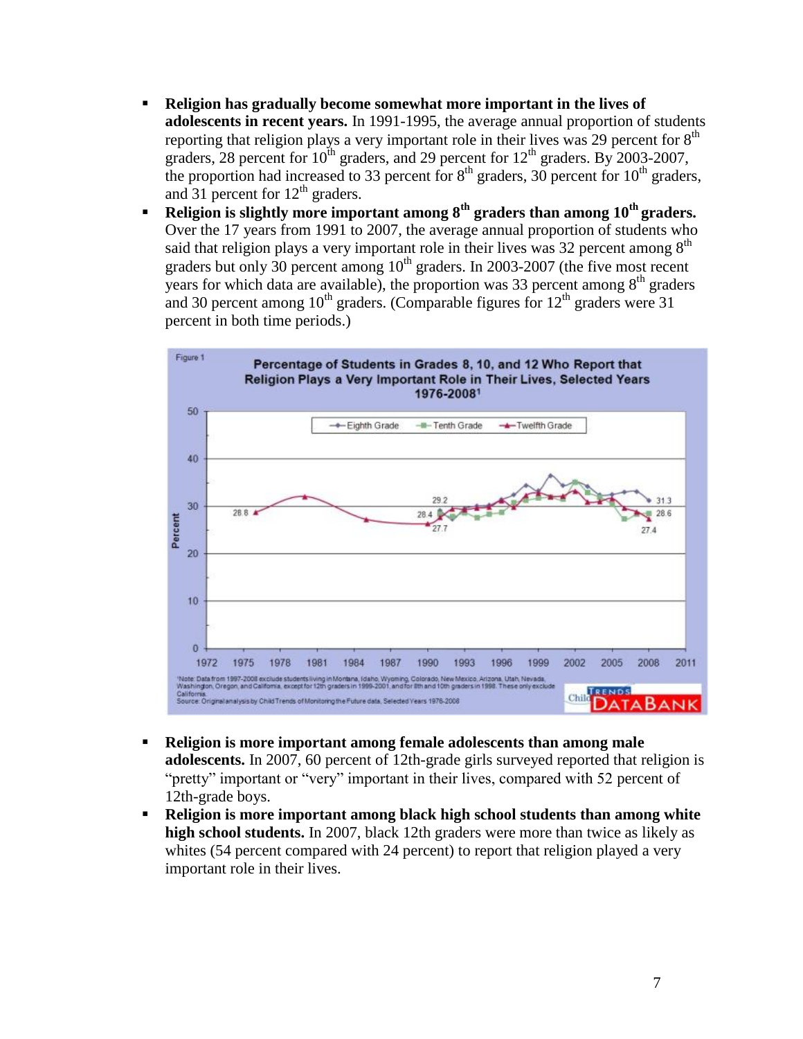- **Religion has gradually become somewhat more important in the lives of adolescents in recent years.** In 1991-1995, the average annual proportion of students reporting that religion plays a very important role in their lives was 29 percent for 8th graders, 28 percent for 10th graders, and 29 percent for 12th graders. By 2003-2007, the proportion had increased to 33 percent for 8th graders, 30 percent for 10th graders, and 31 percent for 12th graders.
- **Religion is slightly more important among 8th graders than among 10th graders.** Over the 17 years from 1991 to 2007, the average annual proportion of students who said that religion plays a very important role in their lives was 32 percent among 8th graders but only 30 percent among 10th graders. In 2003-2007 (the five most recent years for which data are available), the proportion was 33 percent among 8th graders and 30 percent among 10th graders. (Comparable figures for 12th graders were 31 percent in both time periods.)

Figure 1

**Percentage of Students in Grades 8, 10, and 12 Who Report that Religion Plays a Very Important Role in Their Lives, Selected Years 1976-2008[1]**

[1]Note: Data from 1997-2008 exclude students living in Montana, Idaho, Wyoming, Colorado, New Mexico, Arizona, Utah, Nevada, Washington, Oregon, and California, except for 12th graders in 1999-2001, and for 8th and 10th graders in 1998. These only exclude California.
Source: Original analysis by Child Trends of Monitoring the Future data, Selected Years 1976-2008

- **Religion is more important among female adolescents than among male adolescents.** In 2007, 60 percent of 12th-grade girls surveyed reported that religion is "pretty" important or "very" important in their lives, compared with 52 percent of 12th-grade boys.
- **Religion is more important among black high school students than among white high school students.** In 2007, black 12th graders were more than twice as likely as whites (54 percent compared with 24 percent) to report that religion played a very important role in their lives.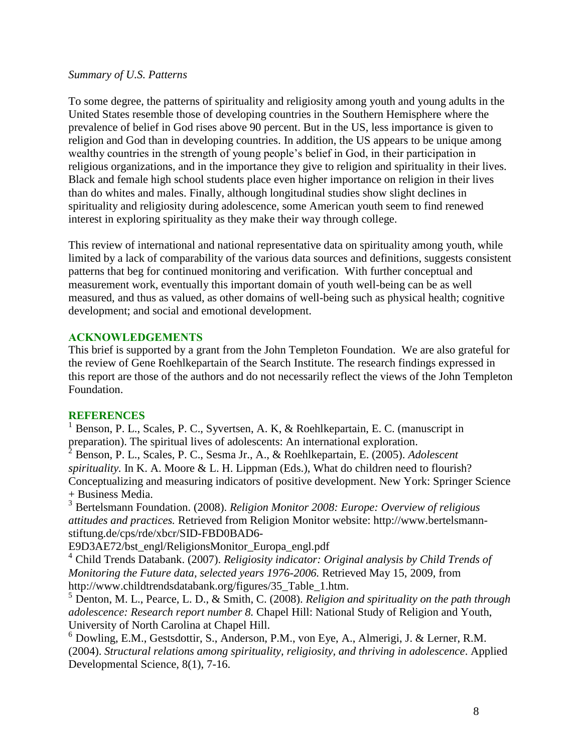*Summary of U.S. Patterns*

To some degree, the patterns of spirituality and religiosity among youth and young adults in the United States resemble those of developing countries in the Southern Hemisphere where the prevalence of belief in God rises above 90 percent. But in the US, less importance is given to religion and God than in developing countries. In addition, the US appears to be unique among wealthy countries in the strength of young people's belief in God, in their participation in religious organizations, and in the importance they give to religion and spirituality in their lives. Black and female high school students place even higher importance on religion in their lives than do whites and males. Finally, although longitudinal studies show slight declines in spirituality and religiosity during adolescence, some American youth seem to find renewed interest in exploring spirituality as they make their way through college.

This review of international and national representative data on spirituality among youth, while limited by a lack of comparability of the various data sources and definitions, suggests consistent patterns that beg for continued monitoring and verification. With further conceptual and measurement work, eventually this important domain of youth well-being can be as well measured, and thus as valued, as other domains of well-being such as physical health; cognitive development; and social and emotional development.

## ACKNOWLEDGEMENTS

This brief is supported by a grant from the John Templeton Foundation. We are also grateful for the review of Gene Roehlkepartain of the Search Institute. The research findings expressed in this report are those of the authors and do not necessarily reflect the views of the John Templeton Foundation.

## REFERENCES

[1] Benson, P. L., Scales, P. C., Syvertsen, A. K, & Roehlkepartain, E. C. (manuscript in preparation). The spiritual lives of adolescents: An international exploration.

[2] Benson, P. L., Scales, P. C., Sesma Jr., A., & Roehlkepartain, E. (2005). *Adolescent spirituality.* In K. A. Moore & L. H. Lippman (Eds.), What do children need to flourish? Conceptualizing and measuring indicators of positive development. New York: Springer Science + Business Media.

[3] Bertelsmann Foundation. (2008). *Religion Monitor 2008: Europe: Overview of religious attitudes and practices.* Retrieved from Religion Monitor website: http://www.bertelsmann-stiftung.de/cps/rde/xbcr/SID-FBD0BAD6-E9D3AE72/bst_engl/ReligionsMonitor_Europa_engl.pdf

[4] Child Trends Databank. (2007). *Religiosity indicator: Original analysis by Child Trends of Monitoring the Future data, selected years 1976-2006.* Retrieved May 15, 2009, from http://www.childtrendsdatabank.org/figures/35_Table_1.htm.

[5] Denton, M. L., Pearce, L. D., & Smith, C. (2008). *Religion and spirituality on the path through adolescence: Research report number 8.* Chapel Hill: National Study of Religion and Youth, University of North Carolina at Chapel Hill.

[6] Dowling, E.M., Gestsdottir, S., Anderson, P.M., von Eye, A., Almerigi, J. & Lerner, R.M. (2004). *Structural relations among spirituality, religiosity, and thriving in adolescence*. Applied Developmental Science, 8(1), 7-16.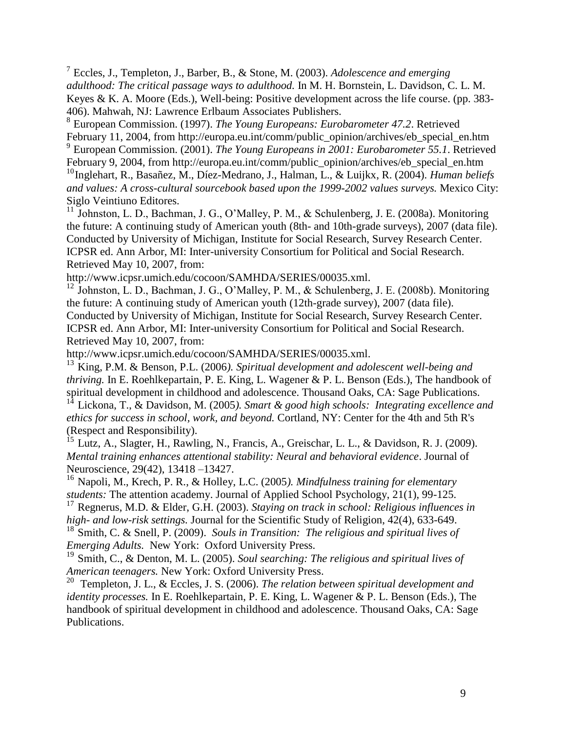[7] Eccles, J., Templeton, J., Barber, B., & Stone, M. (2003). *Adolescence and emerging adulthood: The critical passage ways to adulthood.* In M. H. Bornstein, L. Davidson, C. L. M. Keyes & K. A. Moore (Eds.), Well-being: Positive development across the life course. (pp. 383-406). Mahwah, NJ: Lawrence Erlbaum Associates Publishers.

[8] European Commission. (1997). *The Young Europeans: Eurobarometer 47.2*. Retrieved February 11, 2004, from http://europa.eu.int/comm/public_opinion/archives/eb_special_en.htm

[9] European Commission. (2001). *The Young Europeans in 2001: Eurobarometer 55.1*. Retrieved February 9, 2004, from http://europa.eu.int/comm/public_opinion/archives/eb_special_en.htm

[10] Inglehart, R., Basañez, M., Díez-Medrano, J., Halman, L., & Luijkx, R. (2004). *Human beliefs and values: A cross-cultural sourcebook based upon the 1999-2002 values surveys.* Mexico City: Siglo Veintiuno Editores.

[11] Johnston, L. D., Bachman, J. G., O'Malley, P. M., & Schulenberg, J. E. (2008a). Monitoring the future: A continuing study of American youth (8th- and 10th-grade surveys), 2007 (data file). Conducted by University of Michigan, Institute for Social Research, Survey Research Center. ICPSR ed. Ann Arbor, MI: Inter-university Consortium for Political and Social Research. Retrieved May 10, 2007, from: http://www.icpsr.umich.edu/cocoon/SAMHDA/SERIES/00035.xml.

[12] Johnston, L. D., Bachman, J. G., O'Malley, P. M., & Schulenberg, J. E. (2008b). Monitoring the future: A continuing study of American youth (12th-grade survey), 2007 (data file). Conducted by University of Michigan, Institute for Social Research, Survey Research Center. ICPSR ed. Ann Arbor, MI: Inter-university Consortium for Political and Social Research. Retrieved May 10, 2007, from: http://www.icpsr.umich.edu/cocoon/SAMHDA/SERIES/00035.xml.

[13] King, P.M. & Benson, P.L. (2006*). Spiritual development and adolescent well-being and thriving.* In E. Roehlkepartain, P. E. King, L. Wagener & P. L. Benson (Eds.), The handbook of spiritual development in childhood and adolescence. Thousand Oaks, CA: Sage Publications.

[14] Lickona, T., & Davidson, M. (2005*). Smart & good high schools: Integrating excellence and ethics for success in school, work, and beyond.* Cortland, NY: Center for the 4th and 5th R's (Respect and Responsibility).

[15] Lutz, A., Slagter, H., Rawling, N., Francis, A., Greischar, L. L., & Davidson, R. J. (2009). *Mental training enhances attentional stability: Neural and behavioral evidence*. Journal of Neuroscience, 29(42), 13418 –13427.

[16] Napoli, M., Krech, P. R., & Holley, L.C. (2005*). Mindfulness training for elementary students:* The attention academy. Journal of Applied School Psychology, 21(1), 99-125.

[17] Regnerus, M.D. & Elder, G.H. (2003). *Staying on track in school: Religious influences in high- and low-risk settings.* Journal for the Scientific Study of Religion, 42(4), 633-649.

[18] Smith, C. & Snell, P. (2009). *Souls in Transition: The religious and spiritual lives of Emerging Adults.* New York: Oxford University Press.

[19] Smith, C., & Denton, M. L. (2005). *Soul searching: The religious and spiritual lives of American teenagers.* New York: Oxford University Press.

[20] Templeton, J. L., & Eccles, J. S. (2006). *The relation between spiritual development and identity processes.* In E. Roehlkepartain, P. E. King, L. Wagener & P. L. Benson (Eds.), The handbook of spiritual development in childhood and adolescence. Thousand Oaks, CA: Sage Publications.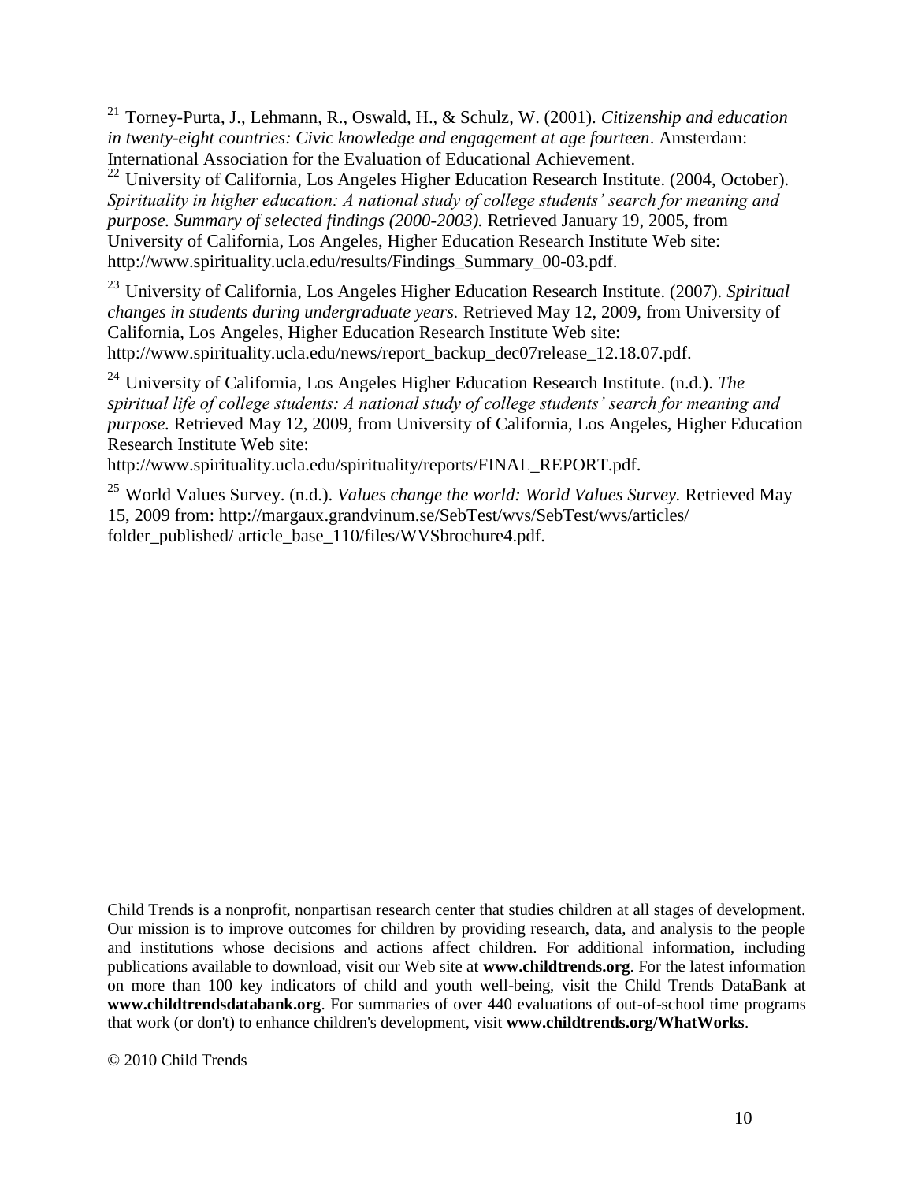[21] Torney-Purta, J., Lehmann, R., Oswald, H., & Schulz, W. (2001). *Citizenship and education in twenty-eight countries: Civic knowledge and engagement at age fourteen*. Amsterdam: International Association for the Evaluation of Educational Achievement.

[22] University of California, Los Angeles Higher Education Research Institute. (2004, October). *Spirituality in higher education: A national study of college students' search for meaning and purpose. Summary of selected findings (2000-2003).* Retrieved January 19, 2005, from University of California, Los Angeles, Higher Education Research Institute Web site: http://www.spirituality.ucla.edu/results/Findings_Summary_00-03.pdf.

[23] University of California, Los Angeles Higher Education Research Institute. (2007). *Spiritual changes in students during undergraduate years.* Retrieved May 12, 2009, from University of California, Los Angeles, Higher Education Research Institute Web site: http://www.spirituality.ucla.edu/news/report_backup_dec07release_12.18.07.pdf.

[24] University of California, Los Angeles Higher Education Research Institute. (n.d.). *The spiritual life of college students: A national study of college students' search for meaning and purpose.* Retrieved May 12, 2009, from University of California, Los Angeles, Higher Education Research Institute Web site: http://www.spirituality.ucla.edu/spirituality/reports/FINAL_REPORT.pdf.

[25] World Values Survey. (n.d.). *Values change the world: World Values Survey.* Retrieved May 15, 2009 from: http://margaux.grandvinum.se/SebTest/wvs/SebTest/wvs/articles/folder_published/ article_base_110/files/WVSbrochure4.pdf.

Child Trends is a nonprofit, nonpartisan research center that studies children at all stages of development. Our mission is to improve outcomes for children by providing research, data, and analysis to the people and institutions whose decisions and actions affect children. For additional information, including publications available to download, visit our Web site at **www.childtrends.org**. For the latest information on more than 100 key indicators of child and youth well-being, visit the Child Trends DataBank at **www.childtrendsdatabank.org**. For summaries of over 440 evaluations of out-of-school time programs that work (or don't) to enhance children's development, visit **www.childtrends.org/WhatWorks**.

© 2010 Child Trends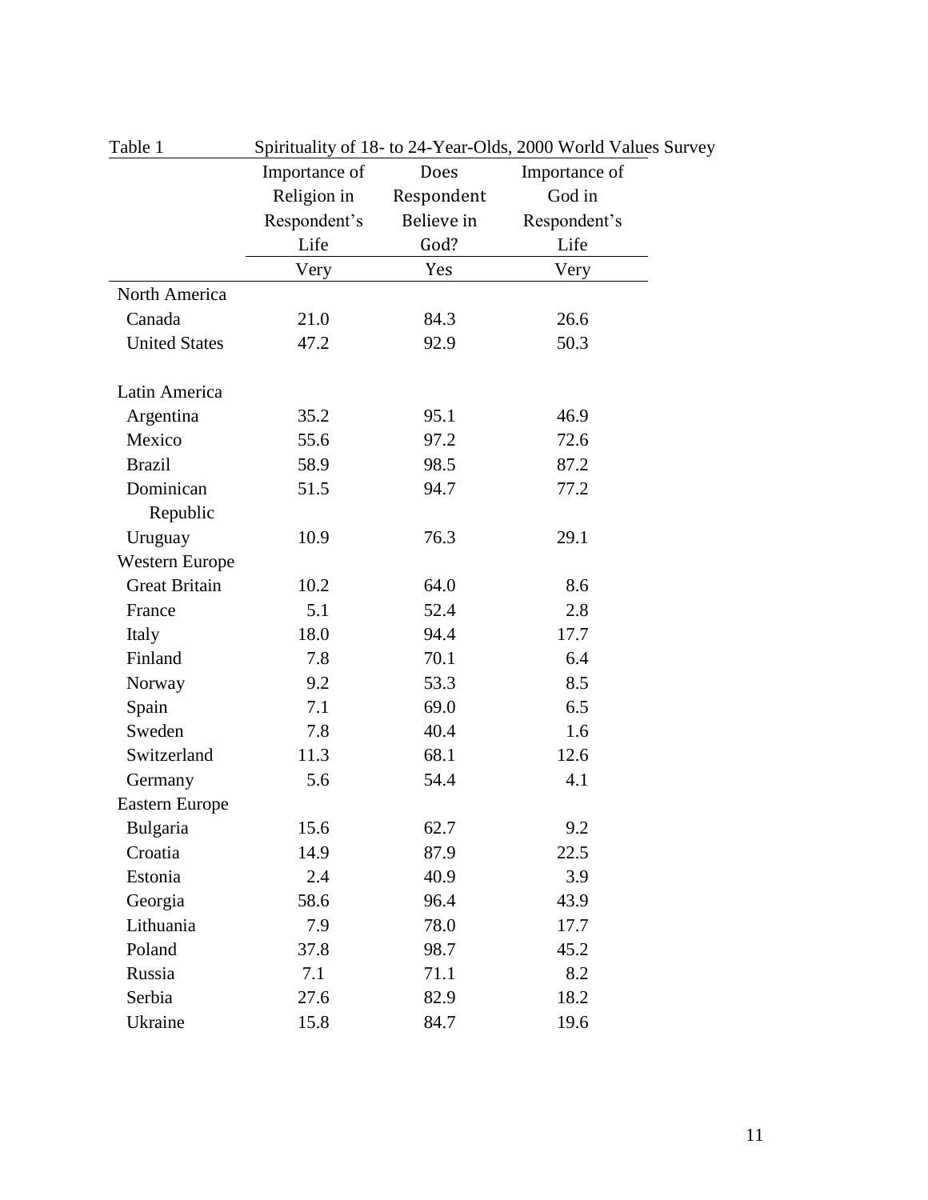Table 1 Spirituality of 18- to 24-Year-Olds, 2000 World Values Survey

| | Importance of Religion in Respondent's Life | Does Respondent Believe in God? | Importance of God in Respondent's Life |
|---|---|---|---|
| | Very | Yes | Very |
| North America | | | |
| Canada | 21.0 | 84.3 | 26.6 |
| United States | 47.2 | 92.9 | 50.3 |
| Latin America | | | |
| Argentina | 35.2 | 95.1 | 46.9 |
| Mexico | 55.6 | 97.2 | 72.6 |
| Brazil | 58.9 | 98.5 | 87.2 |
| Dominican Republic | 51.5 | 94.7 | 77.2 |
| Uruguay | 10.9 | 76.3 | 29.1 |
| Western Europe | | | |
| Great Britain | 10.2 | 64.0 | 8.6 |
| France | 5.1 | 52.4 | 2.8 |
| Italy | 18.0 | 94.4 | 17.7 |
| Finland | 7.8 | 70.1 | 6.4 |
| Norway | 9.2 | 53.3 | 8.5 |
| Spain | 7.1 | 69.0 | 6.5 |
| Sweden | 7.8 | 40.4 | 1.6 |
| Switzerland | 11.3 | 68.1 | 12.6 |
| Germany | 5.6 | 54.4 | 4.1 |
| Eastern Europe | | | |
| Bulgaria | 15.6 | 62.7 | 9.2 |
| Croatia | 14.9 | 87.9 | 22.5 |
| Estonia | 2.4 | 40.9 | 3.9 |
| Georgia | 58.6 | 96.4 | 43.9 |
| Lithuania | 7.9 | 78.0 | 17.7 |
| Poland | 37.8 | 98.7 | 45.2 |
| Russia | 7.1 | 71.1 | 8.2 |
| Serbia | 27.6 | 82.9 | 18.2 |
| Ukraine | 15.8 | 84.7 | 19.6 |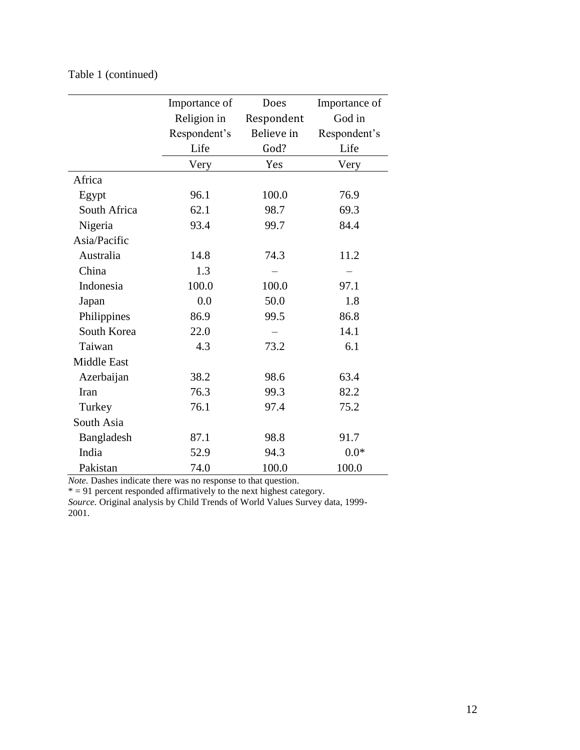Table 1 (continued)

| | Importance of Religion in Respondent's Life | Does Respondent Believe in God? | Importance of God in Respondent's Life |
|---|---|---|---|
| | Very | Yes | Very |
| Africa | | | |
| Egypt | 96.1 | 100.0 | 76.9 |
| South Africa | 62.1 | 98.7 | 69.3 |
| Nigeria | 93.4 | 99.7 | 84.4 |
| Asia/Pacific | | | |
| Australia | 14.8 | 74.3 | 11.2 |
| China | 1.3 | – | – |
| Indonesia | 100.0 | 100.0 | 97.1 |
| Japan | 0.0 | 50.0 | 1.8 |
| Philippines | 86.9 | 99.5 | 86.8 |
| South Korea | 22.0 | – | 14.1 |
| Taiwan | 4.3 | 73.2 | 6.1 |
| Middle East | | | |
| Azerbaijan | 38.2 | 98.6 | 63.4 |
| Iran | 76.3 | 99.3 | 82.2 |
| Turkey | 76.1 | 97.4 | 75.2 |
| South Asia | | | |
| Bangladesh | 87.1 | 98.8 | 91.7 |
| India | 52.9 | 94.3 | 0.0* |
| Pakistan | 74.0 | 100.0 | 100.0 |

*Note.* Dashes indicate there was no response to that question.
* = 91 percent responded affirmatively to the next highest category.
*Source.* Original analysis by Child Trends of World Values Survey data, 1999-2001.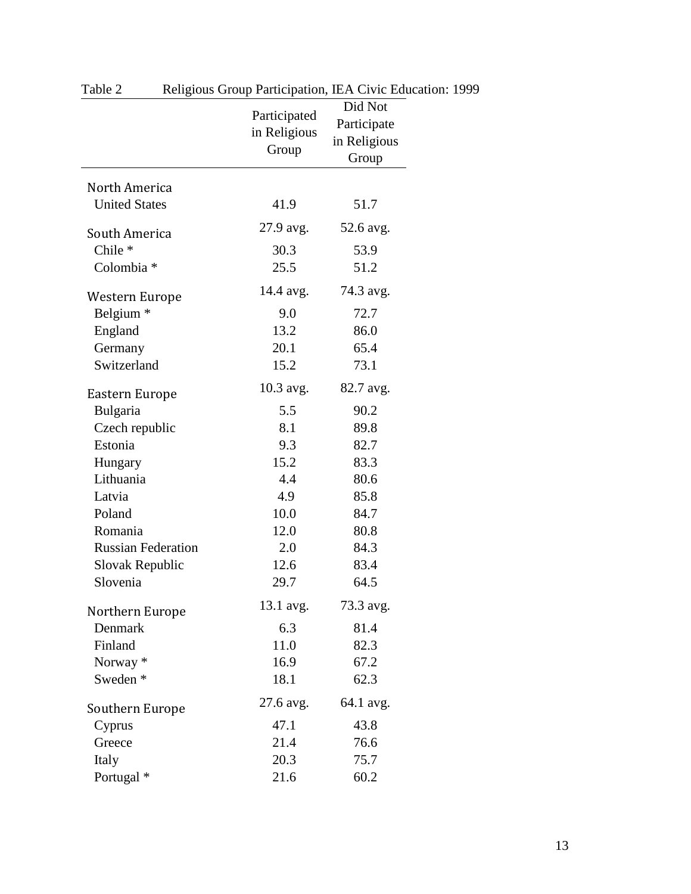Table 2 Religious Group Participation, IEA Civic Education: 1999

| | Participated in Religious Group | Did Not Participate in Religious Group |
|---|---|---|
| North America | | |
| United States | 41.9 | 51.7 |
| South America | 27.9 avg. | 52.6 avg. |
| Chile * | 30.3 | 53.9 |
| Colombia * | 25.5 | 51.2 |
| Western Europe | 14.4 avg. | 74.3 avg. |
| Belgium * | 9.0 | 72.7 |
| England | 13.2 | 86.0 |
| Germany | 20.1 | 65.4 |
| Switzerland | 15.2 | 73.1 |
| Eastern Europe | 10.3 avg. | 82.7 avg. |
| Bulgaria | 5.5 | 90.2 |
| Czech republic | 8.1 | 89.8 |
| Estonia | 9.3 | 82.7 |
| Hungary | 15.2 | 83.3 |
| Lithuania | 4.4 | 80.6 |
| Latvia | 4.9 | 85.8 |
| Poland | 10.0 | 84.7 |
| Romania | 12.0 | 80.8 |
| Russian Federation | 2.0 | 84.3 |
| Slovak Republic | 12.6 | 83.4 |
| Slovenia | 29.7 | 64.5 |
| Northern Europe | 13.1 avg. | 73.3 avg. |
| Denmark | 6.3 | 81.4 |
| Finland | 11.0 | 82.3 |
| Norway * | 16.9 | 67.2 |
| Sweden * | 18.1 | 62.3 |
| Southern Europe | 27.6 avg. | 64.1 avg. |
| Cyprus | 47.1 | 43.8 |
| Greece | 21.4 | 76.6 |
| Italy | 20.3 | 75.7 |
| Portugal * | 21.6 | 60.2 |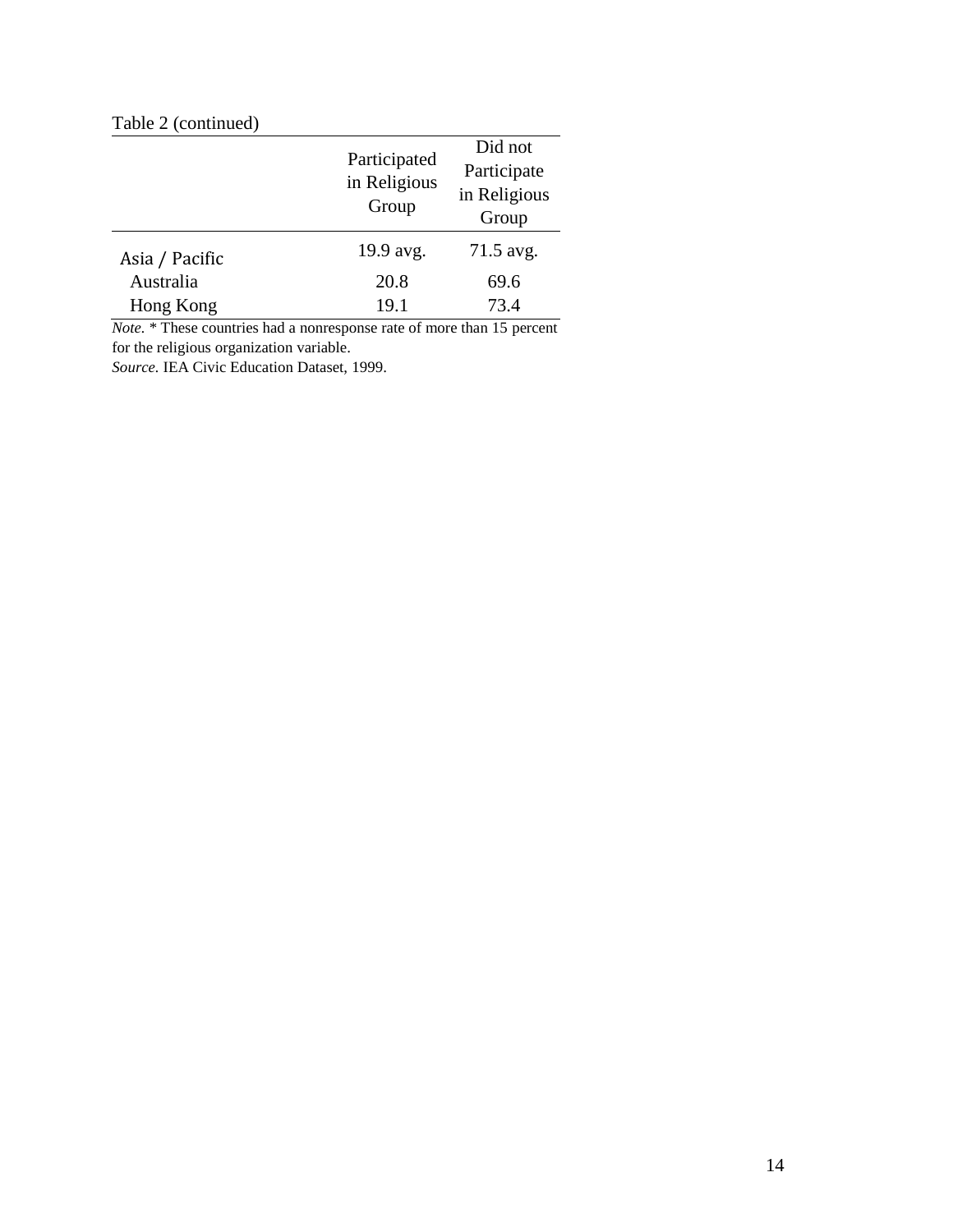Table 2 (continued)

| | Participated in Religious Group | Did not Participate in Religious Group |
|---|---|---|
| Asia / Pacific | 19.9 avg. | 71.5 avg. |
| Australia | 20.8 | 69.6 |
| Hong Kong | 19.1 | 73.4 |

*Note.* * These countries had a nonresponse rate of more than 15 percent for the religious organization variable.
*Source.* IEA Civic Education Dataset, 1999.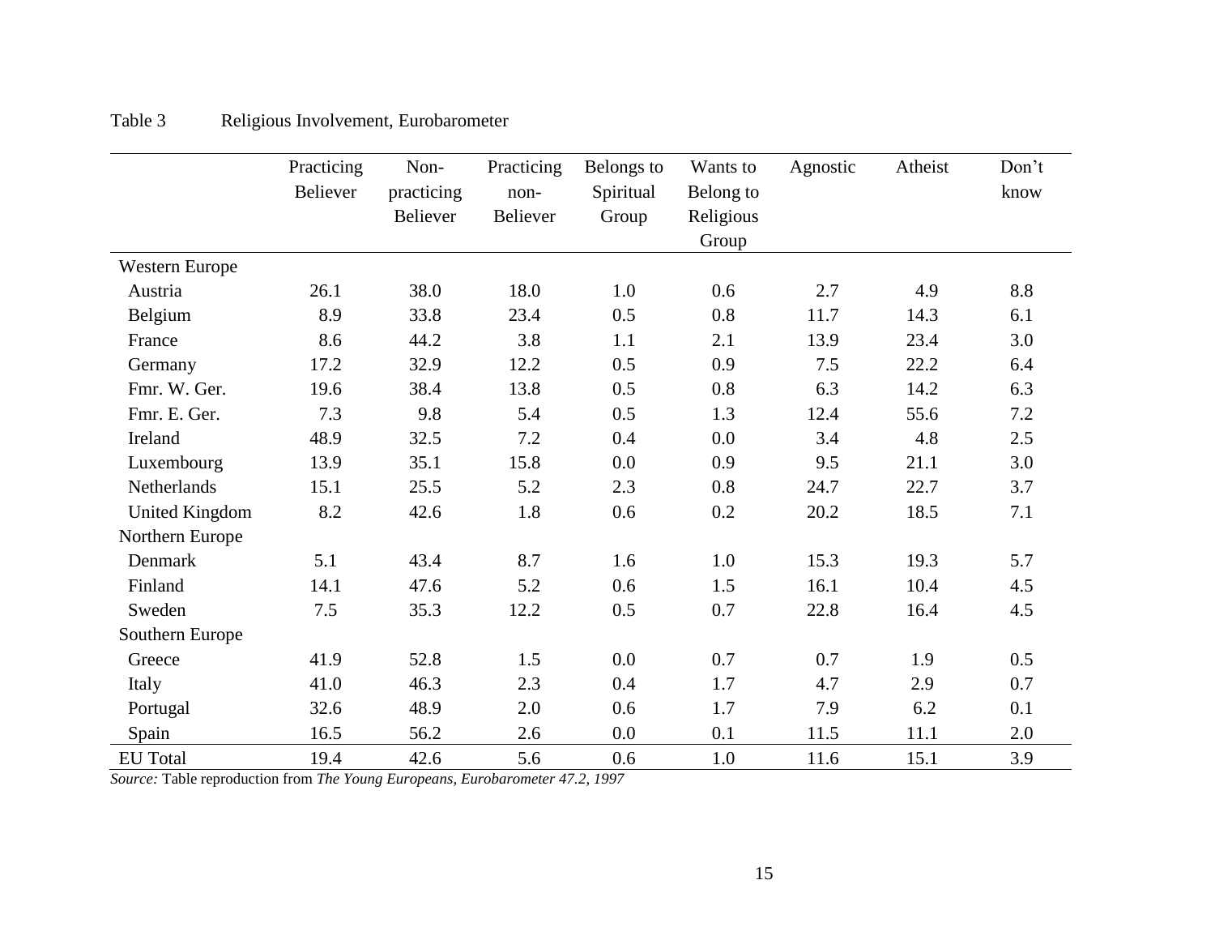Table 3 Religious Involvement, Eurobarometer

| | Practicing Believer | Non-practicing Believer | Practicing non-Believer | Belongs to Spiritual Group | Wants to Belong to Religious Group | Agnostic | Atheist | Don't know |
|---|---|---|---|---|---|---|---|---|
| Western Europe | | | | | | | | |
| Austria | 26.1 | 38.0 | 18.0 | 1.0 | 0.6 | 2.7 | 4.9 | 8.8 |
| Belgium | 8.9 | 33.8 | 23.4 | 0.5 | 0.8 | 11.7 | 14.3 | 6.1 |
| France | 8.6 | 44.2 | 3.8 | 1.1 | 2.1 | 13.9 | 23.4 | 3.0 |
| Germany | 17.2 | 32.9 | 12.2 | 0.5 | 0.9 | 7.5 | 22.2 | 6.4 |
| Fmr. W. Ger. | 19.6 | 38.4 | 13.8 | 0.5 | 0.8 | 6.3 | 14.2 | 6.3 |
| Fmr. E. Ger. | 7.3 | 9.8 | 5.4 | 0.5 | 1.3 | 12.4 | 55.6 | 7.2 |
| Ireland | 48.9 | 32.5 | 7.2 | 0.4 | 0.0 | 3.4 | 4.8 | 2.5 |
| Luxembourg | 13.9 | 35.1 | 15.8 | 0.0 | 0.9 | 9.5 | 21.1 | 3.0 |
| Netherlands | 15.1 | 25.5 | 5.2 | 2.3 | 0.8 | 24.7 | 22.7 | 3.7 |
| United Kingdom | 8.2 | 42.6 | 1.8 | 0.6 | 0.2 | 20.2 | 18.5 | 7.1 |
| Northern Europe | | | | | | | | |
| Denmark | 5.1 | 43.4 | 8.7 | 1.6 | 1.0 | 15.3 | 19.3 | 5.7 |
| Finland | 14.1 | 47.6 | 5.2 | 0.6 | 1.5 | 16.1 | 10.4 | 4.5 |
| Sweden | 7.5 | 35.3 | 12.2 | 0.5 | 0.7 | 22.8 | 16.4 | 4.5 |
| Southern Europe | | | | | | | | |
| Greece | 41.9 | 52.8 | 1.5 | 0.0 | 0.7 | 0.7 | 1.9 | 0.5 |
| Italy | 41.0 | 46.3 | 2.3 | 0.4 | 1.7 | 4.7 | 2.9 | 0.7 |
| Portugal | 32.6 | 48.9 | 2.0 | 0.6 | 1.7 | 7.9 | 6.2 | 0.1 |
| Spain | 16.5 | 56.2 | 2.6 | 0.0 | 0.1 | 11.5 | 11.1 | 2.0 |
| EU Total | 19.4 | 42.6 | 5.6 | 0.6 | 1.0 | 11.6 | 15.1 | 3.9 |

*Source:* Table reproduction from *The Young Europeans, Eurobarometer 47.2, 1997*